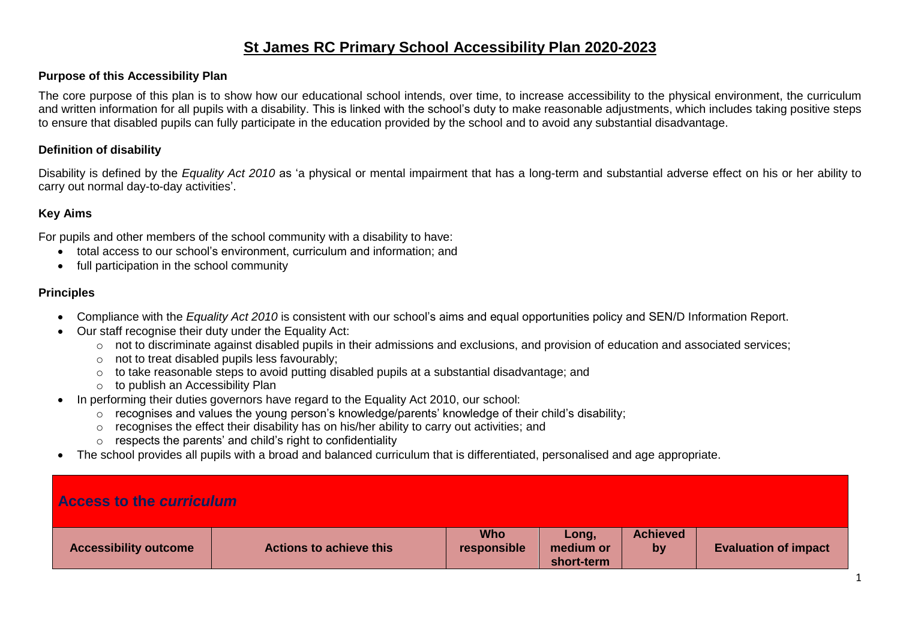# St James RC Primary School Accessibility Plan 2020-2023

### Purpose of this Accessibility Plan

The core purpose of this plan is to show how our educational school intends, over time, to increase accessibility to the physical environment, the curriculum and written information for all pupils with a disability. This is linked with the school's duty to make reasonable adjustments, which includes taking positive steps to ensure that disabled pupils can fully participate in the education provided by the school and to avoid any substantial disadvantage.

### Definition of disability

Disability is defined by the *Equality Act 2010* as 'a physical or mental impairment that has a long-term and substantial adverse effect on his or her ability to carry out normal day-to-day activities'.

### Key Aims

For pupils and other members of the school community with a disability to have:

- total access to our school's environment, curriculum and information; and
- full participation in the school community

### Principles

- Compliance with the *Equality Act 2010* is consistent with our school's aims and equal opportunities policy and SEN/D Information Report.
- Our staff recognise their duty under the Equality Act:
  - not to discriminate against disabled pupils in their admissions and exclusions, and provision of education and associated services;
  - not to treat disabled pupils less favourably;
  - to take reasonable steps to avoid putting disabled pupils at a substantial disadvantage; and
  - to publish an Accessibility Plan
- In performing their duties governors have regard to the Equality Act 2010, our school:
  - recognises and values the young person's knowledge/parents' knowledge of their child's disability;
  - recognises the effect their disability has on his/her ability to carry out activities; and
  - respects the parents' and child's right to confidentiality
- The school provides all pupils with a broad and balanced curriculum that is differentiated, personalised and age appropriate.

## Access to the *curriculum*

| Accessibility outcome | Actions to achieve this | Who responsible | Long, medium or short-term | Achieved by | Evaluation of impact |
| --- | --- | --- | --- | --- | --- |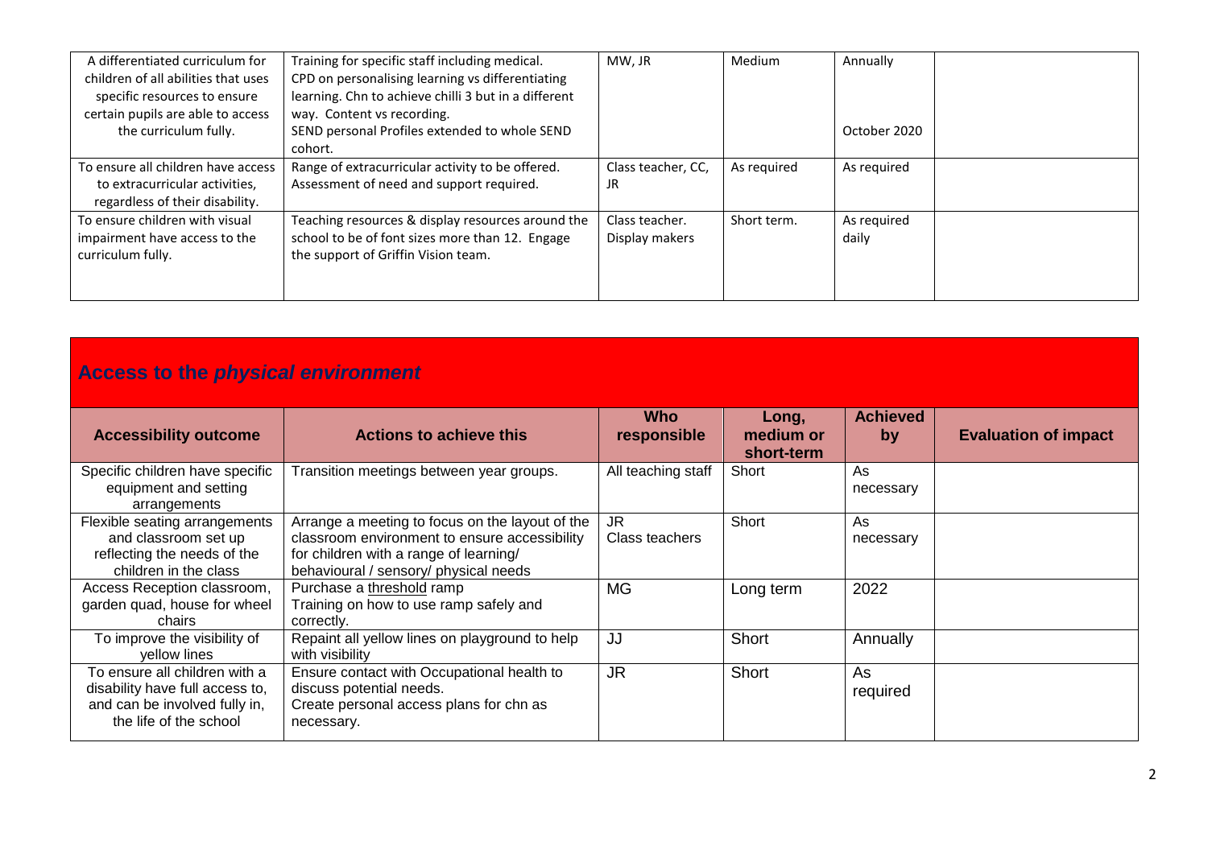| | | | | | |
|---|---|---|---|---|---|
| A differentiated curriculum for children of all abilities that uses specific resources to ensure certain pupils are able to access the curriculum fully. | Training for specific staff including medical.<br>CPD on personalising learning vs differentiating learning. Chn to achieve chilli 3 but in a different way. Content vs recording.<br>SEND personal Profiles extended to whole SEND cohort. | MW, JR | Medium | Annually<br><br>October 2020 | |
| To ensure all children have access to extracurricular activities, regardless of their disability. | Range of extracurricular activity to be offered.<br>Assessment of need and support required. | Class teacher, CC, JR | As required | As required | |
| To ensure children with visual impairment have access to the curriculum fully. | Teaching resources & display resources around the school to be of font sizes more than 12. Engage the support of Griffin Vision team. | Class teacher.<br>Display makers | Short term. | As required daily | |

## Access to the *physical environment*

| Accessibility outcome | Actions to achieve this | Who responsible | Long, medium or short-term | Achieved by | Evaluation of impact |
|---|---|---|---|---|---|
| Specific children have specific equipment and setting arrangements | Transition meetings between year groups. | All teaching staff | Short | As necessary | |
| Flexible seating arrangements and classroom set up reflecting the needs of the children in the class | Arrange a meeting to focus on the layout of the classroom environment to ensure accessibility for children with a range of learning/ behavioural / sensory/ physical needs | JR<br>Class teachers | Short | As necessary | |
| Access Reception classroom, garden quad, house for wheel chairs | Purchase a threshold ramp<br>Training on how to use ramp safely and correctly. | MG | Long term | 2022 | |
| To improve the visibility of yellow lines | Repaint all yellow lines on playground to help with visibility | JJ | Short | Annually | |
| To ensure all children with a disability have full access to, and can be involved fully in, the life of the school | Ensure contact with Occupational health to discuss potential needs.<br>Create personal access plans for chn as necessary. | JR | Short | As required | |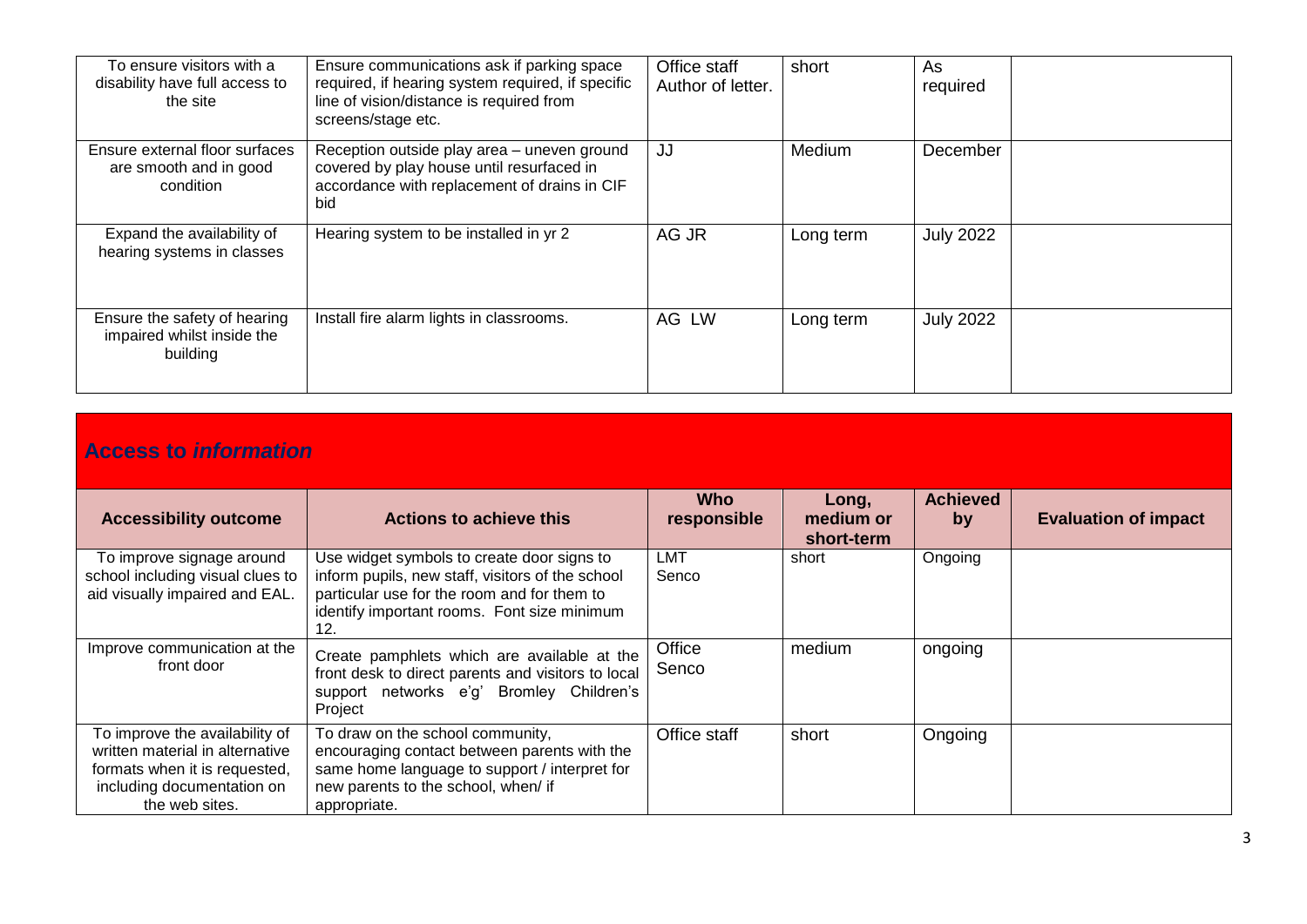| | | | | | |
|---|---|---|---|---|---|
| To ensure visitors with a disability have full access to the site | Ensure communications ask if parking space required, if hearing system required, if specific line of vision/distance is required from screens/stage etc. | Office staff Author of letter. | short | As required | |
| Ensure external floor surfaces are smooth and in good condition | Reception outside play area – uneven ground covered by play house until resurfaced in accordance with replacement of drains in CIF bid | JJ | Medium | December | |
| Expand the availability of hearing systems in classes | Hearing system to be installed in yr 2 | AG JR | Long term | July 2022 | |
| Ensure the safety of hearing impaired whilst inside the building | Install fire alarm lights in classrooms. | AG LW | Long term | July 2022 | |

## Access to *information*

| Accessibility outcome | Actions to achieve this | Who responsible | Long, medium or short-term | Achieved by | Evaluation of impact |
|---|---|---|---|---|---|
| To improve signage around school including visual clues to aid visually impaired and EAL. | Use widget symbols to create door signs to inform pupils, new staff, visitors of the school particular use for the room and for them to identify important rooms. Font size minimum 12. | LMT Senco | short | Ongoing | |
| Improve communication at the front door | Create pamphlets which are available at the front desk to direct parents and visitors to local support networks e'g' Bromley Children's Project | Office Senco | medium | ongoing | |
| To improve the availability of written material in alternative formats when it is requested, including documentation on the web sites. | To draw on the school community, encouraging contact between parents with the same home language to support / interpret for new parents to the school, when/ if appropriate. | Office staff | short | Ongoing | |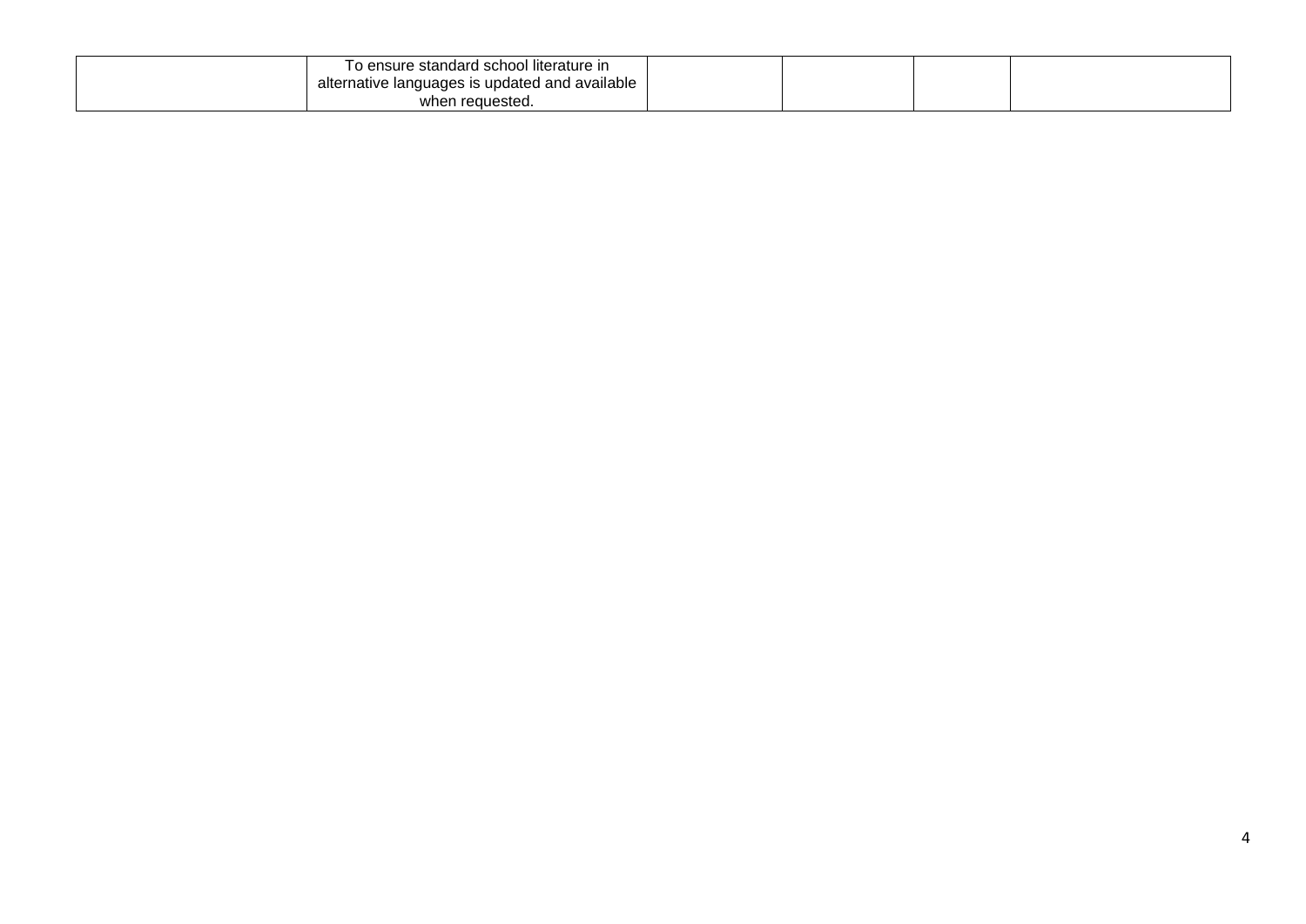| | | | | | |
|---|---|---|---|---|---|
| | To ensure standard school literature in alternative languages is updated and available when requested. | | | | |